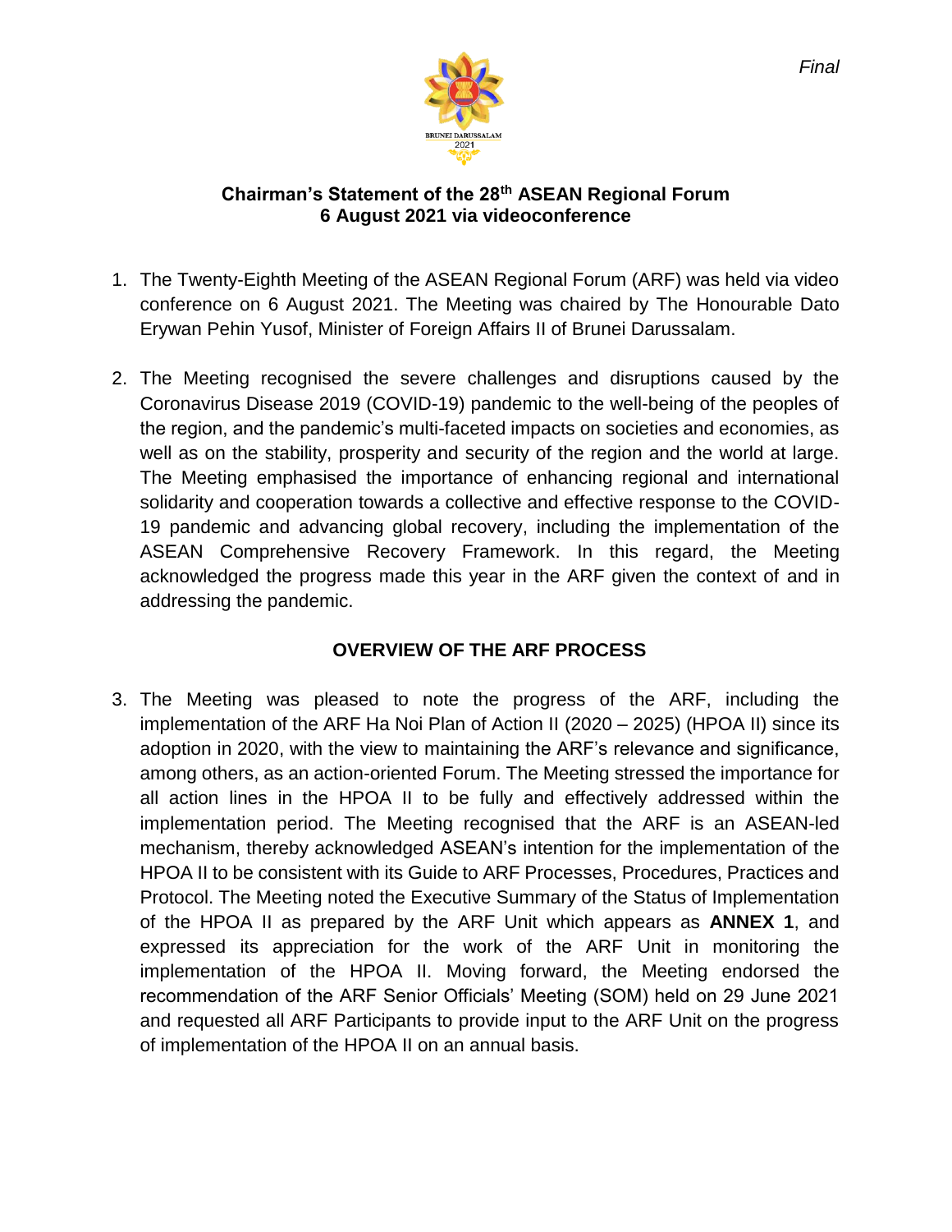*Final*

# Chairman's Statement of the 28th ASEAN Regional Forum
## 6 August 2021 via videoconference

1. The Twenty-Eighth Meeting of the ASEAN Regional Forum (ARF) was held via video conference on 6 August 2021. The Meeting was chaired by The Honourable Dato Erywan Pehin Yusof, Minister of Foreign Affairs II of Brunei Darussalam.

2. The Meeting recognised the severe challenges and disruptions caused by the Coronavirus Disease 2019 (COVID-19) pandemic to the well-being of the peoples of the region, and the pandemic's multi-faceted impacts on societies and economies, as well as on the stability, prosperity and security of the region and the world at large. The Meeting emphasised the importance of enhancing regional and international solidarity and cooperation towards a collective and effective response to the COVID-19 pandemic and advancing global recovery, including the implementation of the ASEAN Comprehensive Recovery Framework. In this regard, the Meeting acknowledged the progress made this year in the ARF given the context of and in addressing the pandemic.

## OVERVIEW OF THE ARF PROCESS

3. The Meeting was pleased to note the progress of the ARF, including the implementation of the ARF Ha Noi Plan of Action II (2020 – 2025) (HPOA II) since its adoption in 2020, with the view to maintaining the ARF's relevance and significance, among others, as an action-oriented Forum. The Meeting stressed the importance for all action lines in the HPOA II to be fully and effectively addressed within the implementation period. The Meeting recognised that the ARF is an ASEAN-led mechanism, thereby acknowledged ASEAN's intention for the implementation of the HPOA II to be consistent with its Guide to ARF Processes, Procedures, Practices and Protocol. The Meeting noted the Executive Summary of the Status of Implementation of the HPOA II as prepared by the ARF Unit which appears as **ANNEX 1**, and expressed its appreciation for the work of the ARF Unit in monitoring the implementation of the HPOA II. Moving forward, the Meeting endorsed the recommendation of the ARF Senior Officials' Meeting (SOM) held on 29 June 2021 and requested all ARF Participants to provide input to the ARF Unit on the progress of implementation of the HPOA II on an annual basis.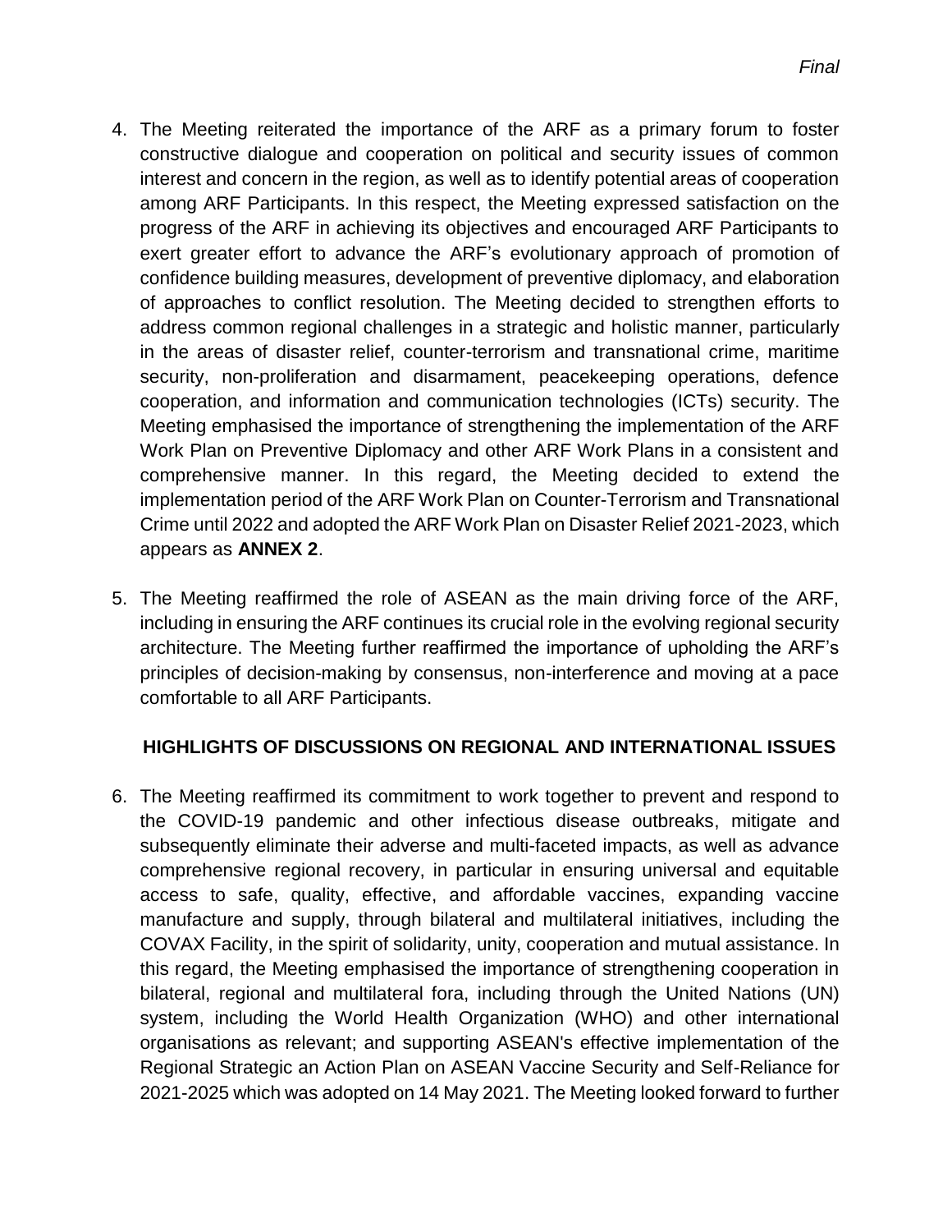4. The Meeting reiterated the importance of the ARF as a primary forum to foster constructive dialogue and cooperation on political and security issues of common interest and concern in the region, as well as to identify potential areas of cooperation among ARF Participants. In this respect, the Meeting expressed satisfaction on the progress of the ARF in achieving its objectives and encouraged ARF Participants to exert greater effort to advance the ARF's evolutionary approach of promotion of confidence building measures, development of preventive diplomacy, and elaboration of approaches to conflict resolution. The Meeting decided to strengthen efforts to address common regional challenges in a strategic and holistic manner, particularly in the areas of disaster relief, counter-terrorism and transnational crime, maritime security, non-proliferation and disarmament, peacekeeping operations, defence cooperation, and information and communication technologies (ICTs) security. The Meeting emphasised the importance of strengthening the implementation of the ARF Work Plan on Preventive Diplomacy and other ARF Work Plans in a consistent and comprehensive manner. In this regard, the Meeting decided to extend the implementation period of the ARF Work Plan on Counter-Terrorism and Transnational Crime until 2022 and adopted the ARF Work Plan on Disaster Relief 2021-2023, which appears as **ANNEX 2**.

5. The Meeting reaffirmed the role of ASEAN as the main driving force of the ARF, including in ensuring the ARF continues its crucial role in the evolving regional security architecture. The Meeting further reaffirmed the importance of upholding the ARF's principles of decision-making by consensus, non-interference and moving at a pace comfortable to all ARF Participants.

## HIGHLIGHTS OF DISCUSSIONS ON REGIONAL AND INTERNATIONAL ISSUES

6. The Meeting reaffirmed its commitment to work together to prevent and respond to the COVID-19 pandemic and other infectious disease outbreaks, mitigate and subsequently eliminate their adverse and multi-faceted impacts, as well as advance comprehensive regional recovery, in particular in ensuring universal and equitable access to safe, quality, effective, and affordable vaccines, expanding vaccine manufacture and supply, through bilateral and multilateral initiatives, including the COVAX Facility, in the spirit of solidarity, unity, cooperation and mutual assistance. In this regard, the Meeting emphasised the importance of strengthening cooperation in bilateral, regional and multilateral fora, including through the United Nations (UN) system, including the World Health Organization (WHO) and other international organisations as relevant; and supporting ASEAN's effective implementation of the Regional Strategic an Action Plan on ASEAN Vaccine Security and Self-Reliance for 2021-2025 which was adopted on 14 May 2021. The Meeting looked forward to further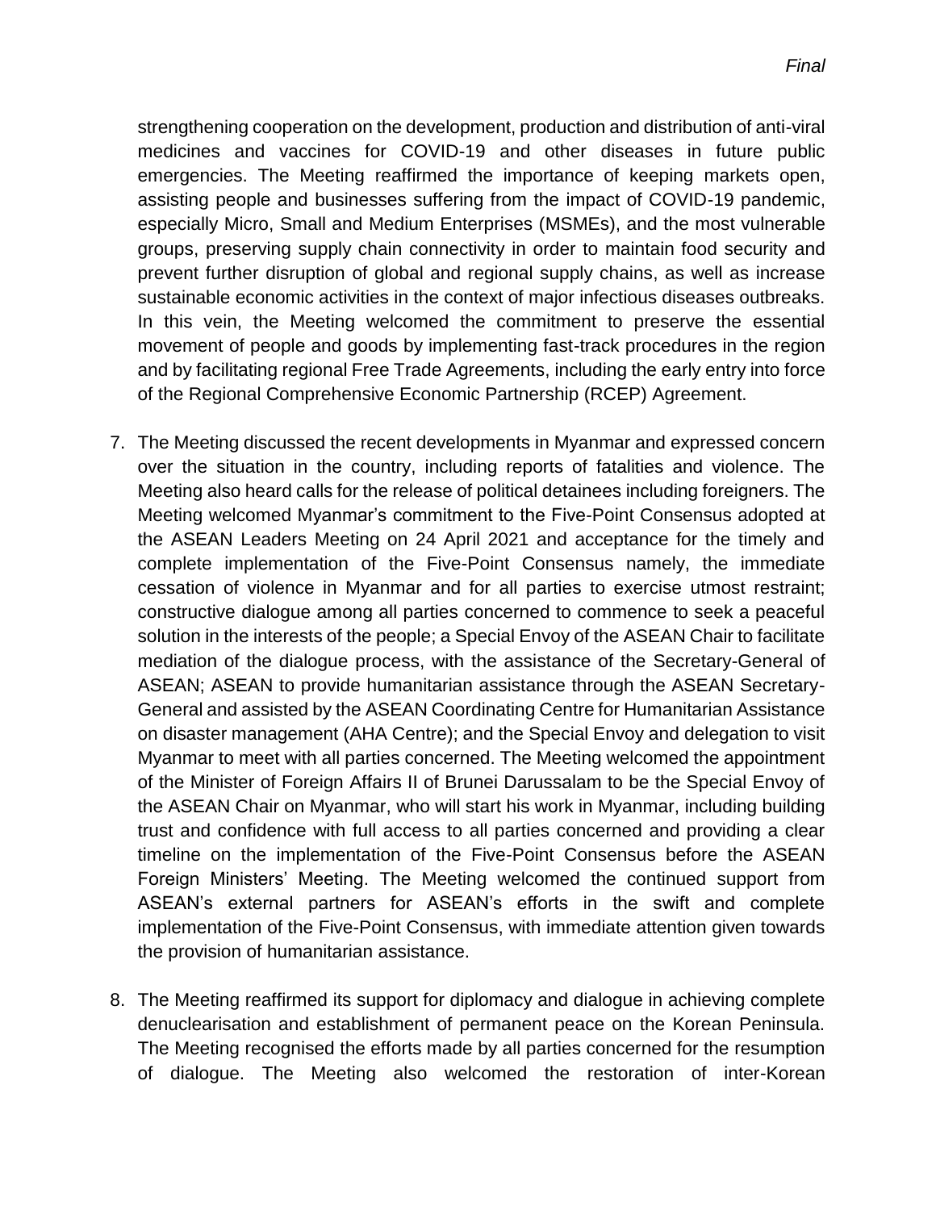strengthening cooperation on the development, production and distribution of anti-viral medicines and vaccines for COVID-19 and other diseases in future public emergencies. The Meeting reaffirmed the importance of keeping markets open, assisting people and businesses suffering from the impact of COVID-19 pandemic, especially Micro, Small and Medium Enterprises (MSMEs), and the most vulnerable groups, preserving supply chain connectivity in order to maintain food security and prevent further disruption of global and regional supply chains, as well as increase sustainable economic activities in the context of major infectious diseases outbreaks. In this vein, the Meeting welcomed the commitment to preserve the essential movement of people and goods by implementing fast-track procedures in the region and by facilitating regional Free Trade Agreements, including the early entry into force of the Regional Comprehensive Economic Partnership (RCEP) Agreement.

7. The Meeting discussed the recent developments in Myanmar and expressed concern over the situation in the country, including reports of fatalities and violence. The Meeting also heard calls for the release of political detainees including foreigners. The Meeting welcomed Myanmar's commitment to the Five-Point Consensus adopted at the ASEAN Leaders Meeting on 24 April 2021 and acceptance for the timely and complete implementation of the Five-Point Consensus namely, the immediate cessation of violence in Myanmar and for all parties to exercise utmost restraint; constructive dialogue among all parties concerned to commence to seek a peaceful solution in the interests of the people; a Special Envoy of the ASEAN Chair to facilitate mediation of the dialogue process, with the assistance of the Secretary-General of ASEAN; ASEAN to provide humanitarian assistance through the ASEAN Secretary-General and assisted by the ASEAN Coordinating Centre for Humanitarian Assistance on disaster management (AHA Centre); and the Special Envoy and delegation to visit Myanmar to meet with all parties concerned. The Meeting welcomed the appointment of the Minister of Foreign Affairs II of Brunei Darussalam to be the Special Envoy of the ASEAN Chair on Myanmar, who will start his work in Myanmar, including building trust and confidence with full access to all parties concerned and providing a clear timeline on the implementation of the Five-Point Consensus before the ASEAN Foreign Ministers' Meeting. The Meeting welcomed the continued support from ASEAN's external partners for ASEAN's efforts in the swift and complete implementation of the Five-Point Consensus, with immediate attention given towards the provision of humanitarian assistance.

8. The Meeting reaffirmed its support for diplomacy and dialogue in achieving complete denuclearisation and establishment of permanent peace on the Korean Peninsula. The Meeting recognised the efforts made by all parties concerned for the resumption of dialogue. The Meeting also welcomed the restoration of inter-Korean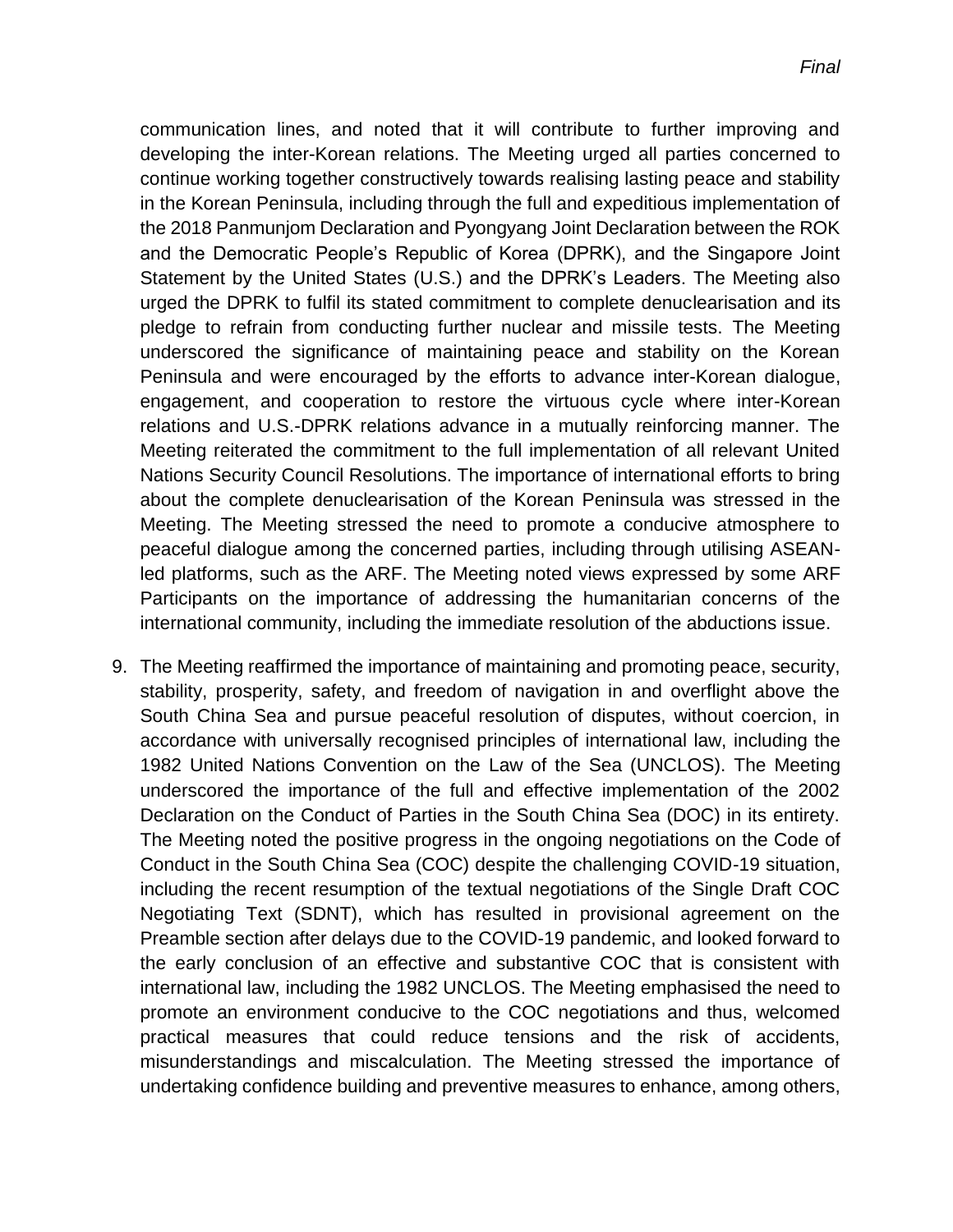communication lines, and noted that it will contribute to further improving and developing the inter-Korean relations. The Meeting urged all parties concerned to continue working together constructively towards realising lasting peace and stability in the Korean Peninsula, including through the full and expeditious implementation of the 2018 Panmunjom Declaration and Pyongyang Joint Declaration between the ROK and the Democratic People's Republic of Korea (DPRK), and the Singapore Joint Statement by the United States (U.S.) and the DPRK's Leaders. The Meeting also urged the DPRK to fulfil its stated commitment to complete denuclearisation and its pledge to refrain from conducting further nuclear and missile tests. The Meeting underscored the significance of maintaining peace and stability on the Korean Peninsula and were encouraged by the efforts to advance inter-Korean dialogue, engagement, and cooperation to restore the virtuous cycle where inter-Korean relations and U.S.-DPRK relations advance in a mutually reinforcing manner. The Meeting reiterated the commitment to the full implementation of all relevant United Nations Security Council Resolutions. The importance of international efforts to bring about the complete denuclearisation of the Korean Peninsula was stressed in the Meeting. The Meeting stressed the need to promote a conducive atmosphere to peaceful dialogue among the concerned parties, including through utilising ASEAN-led platforms, such as the ARF. The Meeting noted views expressed by some ARF Participants on the importance of addressing the humanitarian concerns of the international community, including the immediate resolution of the abductions issue.

9. The Meeting reaffirmed the importance of maintaining and promoting peace, security, stability, prosperity, safety, and freedom of navigation in and overflight above the South China Sea and pursue peaceful resolution of disputes, without coercion, in accordance with universally recognised principles of international law, including the 1982 United Nations Convention on the Law of the Sea (UNCLOS). The Meeting underscored the importance of the full and effective implementation of the 2002 Declaration on the Conduct of Parties in the South China Sea (DOC) in its entirety. The Meeting noted the positive progress in the ongoing negotiations on the Code of Conduct in the South China Sea (COC) despite the challenging COVID-19 situation, including the recent resumption of the textual negotiations of the Single Draft COC Negotiating Text (SDNT), which has resulted in provisional agreement on the Preamble section after delays due to the COVID-19 pandemic, and looked forward to the early conclusion of an effective and substantive COC that is consistent with international law, including the 1982 UNCLOS. The Meeting emphasised the need to promote an environment conducive to the COC negotiations and thus, welcomed practical measures that could reduce tensions and the risk of accidents, misunderstandings and miscalculation. The Meeting stressed the importance of undertaking confidence building and preventive measures to enhance, among others,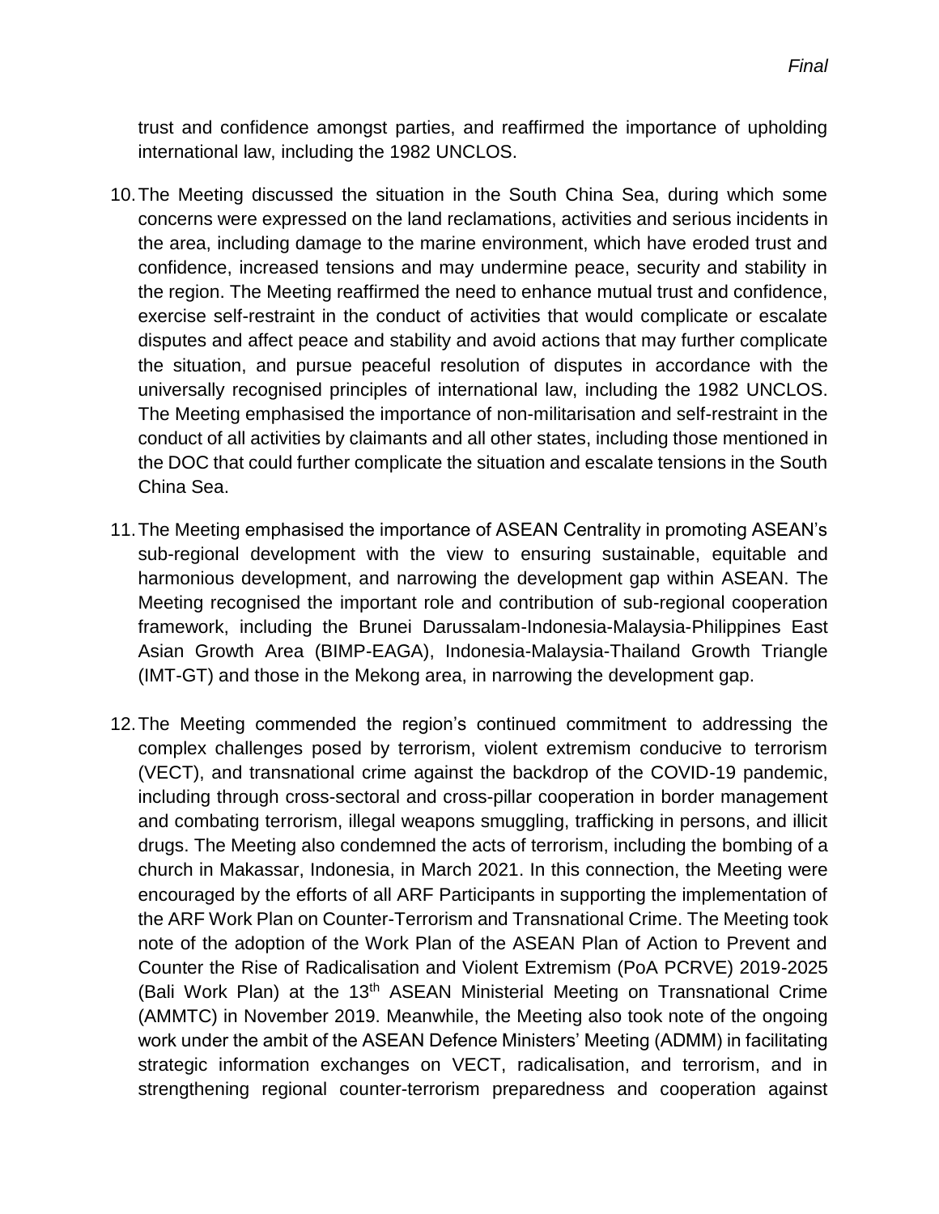trust and confidence amongst parties, and reaffirmed the importance of upholding international law, including the 1982 UNCLOS.

10. The Meeting discussed the situation in the South China Sea, during which some concerns were expressed on the land reclamations, activities and serious incidents in the area, including damage to the marine environment, which have eroded trust and confidence, increased tensions and may undermine peace, security and stability in the region. The Meeting reaffirmed the need to enhance mutual trust and confidence, exercise self-restraint in the conduct of activities that would complicate or escalate disputes and affect peace and stability and avoid actions that may further complicate the situation, and pursue peaceful resolution of disputes in accordance with the universally recognised principles of international law, including the 1982 UNCLOS. The Meeting emphasised the importance of non-militarisation and self-restraint in the conduct of all activities by claimants and all other states, including those mentioned in the DOC that could further complicate the situation and escalate tensions in the South China Sea.

11. The Meeting emphasised the importance of ASEAN Centrality in promoting ASEAN's sub-regional development with the view to ensuring sustainable, equitable and harmonious development, and narrowing the development gap within ASEAN. The Meeting recognised the important role and contribution of sub-regional cooperation framework, including the Brunei Darussalam-Indonesia-Malaysia-Philippines East Asian Growth Area (BIMP-EAGA), Indonesia-Malaysia-Thailand Growth Triangle (IMT-GT) and those in the Mekong area, in narrowing the development gap.

12. The Meeting commended the region's continued commitment to addressing the complex challenges posed by terrorism, violent extremism conducive to terrorism (VECT), and transnational crime against the backdrop of the COVID-19 pandemic, including through cross-sectoral and cross-pillar cooperation in border management and combating terrorism, illegal weapons smuggling, trafficking in persons, and illicit drugs. The Meeting also condemned the acts of terrorism, including the bombing of a church in Makassar, Indonesia, in March 2021. In this connection, the Meeting were encouraged by the efforts of all ARF Participants in supporting the implementation of the ARF Work Plan on Counter-Terrorism and Transnational Crime. The Meeting took note of the adoption of the Work Plan of the ASEAN Plan of Action to Prevent and Counter the Rise of Radicalisation and Violent Extremism (PoA PCRVE) 2019-2025 (Bali Work Plan) at the 13th ASEAN Ministerial Meeting on Transnational Crime (AMMTC) in November 2019. Meanwhile, the Meeting also took note of the ongoing work under the ambit of the ASEAN Defence Ministers' Meeting (ADMM) in facilitating strategic information exchanges on VECT, radicalisation, and terrorism, and in strengthening regional counter-terrorism preparedness and cooperation against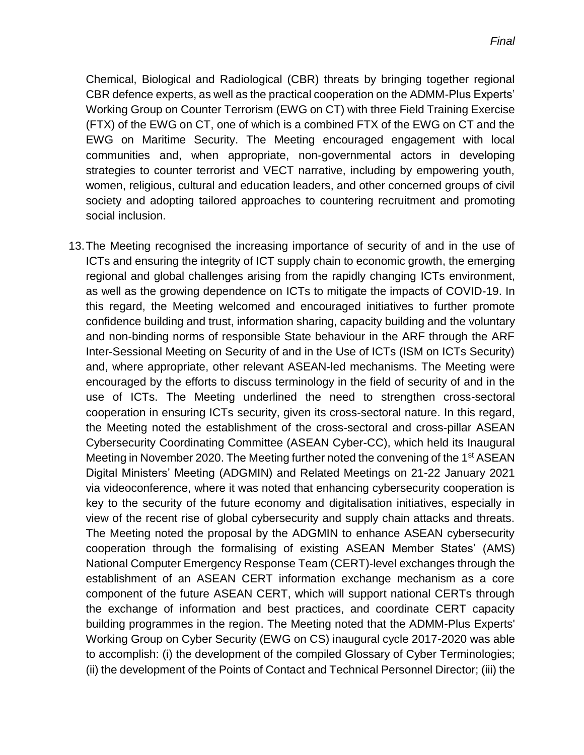Chemical, Biological and Radiological (CBR) threats by bringing together regional CBR defence experts, as well as the practical cooperation on the ADMM-Plus Experts' Working Group on Counter Terrorism (EWG on CT) with three Field Training Exercise (FTX) of the EWG on CT, one of which is a combined FTX of the EWG on CT and the EWG on Maritime Security. The Meeting encouraged engagement with local communities and, when appropriate, non-governmental actors in developing strategies to counter terrorist and VECT narrative, including by empowering youth, women, religious, cultural and education leaders, and other concerned groups of civil society and adopting tailored approaches to countering recruitment and promoting social inclusion.

13. The Meeting recognised the increasing importance of security of and in the use of ICTs and ensuring the integrity of ICT supply chain to economic growth, the emerging regional and global challenges arising from the rapidly changing ICTs environment, as well as the growing dependence on ICTs to mitigate the impacts of COVID-19. In this regard, the Meeting welcomed and encouraged initiatives to further promote confidence building and trust, information sharing, capacity building and the voluntary and non-binding norms of responsible State behaviour in the ARF through the ARF Inter-Sessional Meeting on Security of and in the Use of ICTs (ISM on ICTs Security) and, where appropriate, other relevant ASEAN-led mechanisms. The Meeting were encouraged by the efforts to discuss terminology in the field of security of and in the use of ICTs. The Meeting underlined the need to strengthen cross-sectoral cooperation in ensuring ICTs security, given its cross-sectoral nature. In this regard, the Meeting noted the establishment of the cross-sectoral and cross-pillar ASEAN Cybersecurity Coordinating Committee (ASEAN Cyber-CC), which held its Inaugural Meeting in November 2020. The Meeting further noted the convening of the 1st ASEAN Digital Ministers' Meeting (ADGMIN) and Related Meetings on 21-22 January 2021 via videoconference, where it was noted that enhancing cybersecurity cooperation is key to the security of the future economy and digitalisation initiatives, especially in view of the recent rise of global cybersecurity and supply chain attacks and threats. The Meeting noted the proposal by the ADGMIN to enhance ASEAN cybersecurity cooperation through the formalising of existing ASEAN Member States' (AMS) National Computer Emergency Response Team (CERT)-level exchanges through the establishment of an ASEAN CERT information exchange mechanism as a core component of the future ASEAN CERT, which will support national CERTs through the exchange of information and best practices, and coordinate CERT capacity building programmes in the region. The Meeting noted that the ADMM-Plus Experts' Working Group on Cyber Security (EWG on CS) inaugural cycle 2017-2020 was able to accomplish: (i) the development of the compiled Glossary of Cyber Terminologies; (ii) the development of the Points of Contact and Technical Personnel Director; (iii) the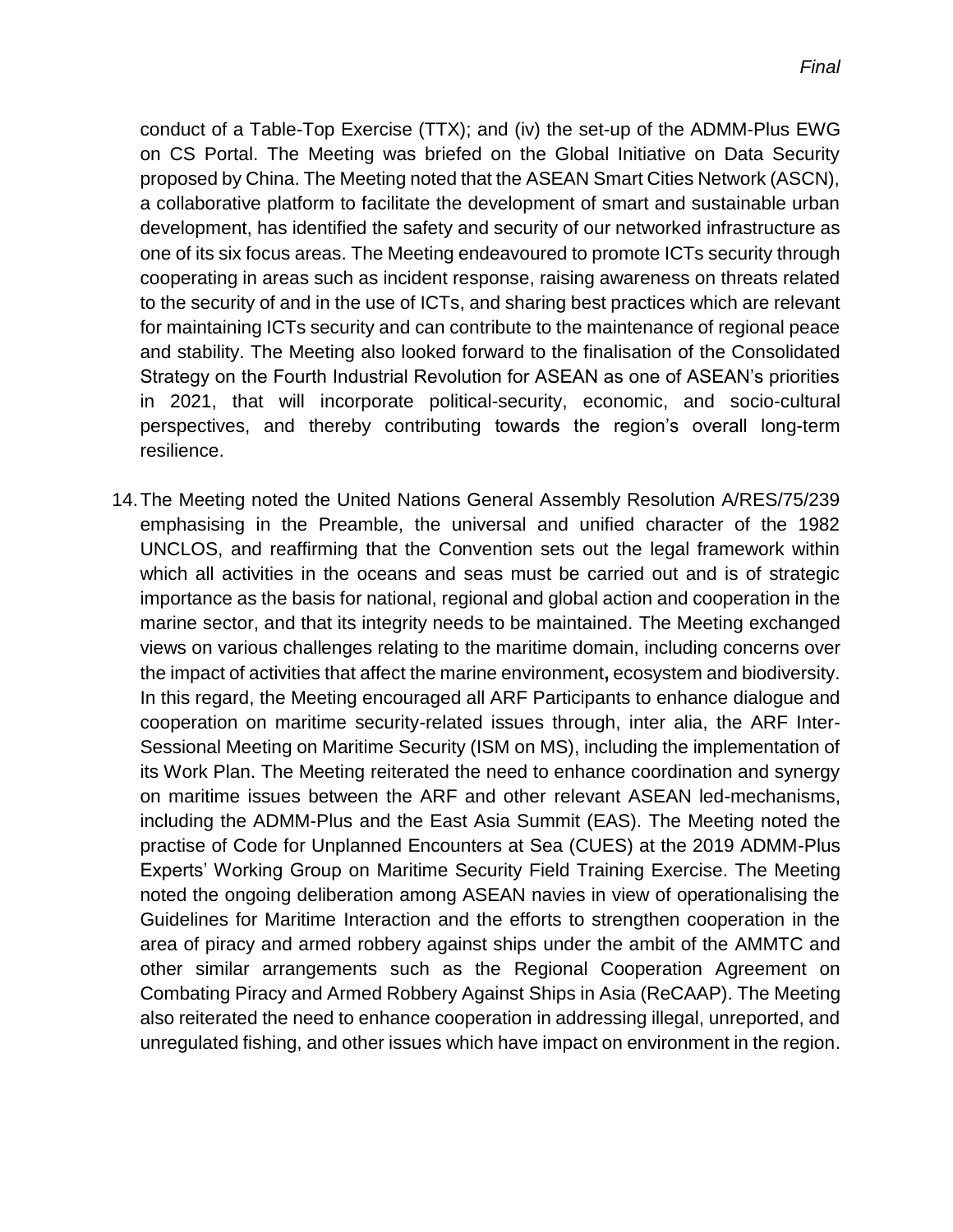conduct of a Table-Top Exercise (TTX); and (iv) the set-up of the ADMM-Plus EWG on CS Portal. The Meeting was briefed on the Global Initiative on Data Security proposed by China. The Meeting noted that the ASEAN Smart Cities Network (ASCN), a collaborative platform to facilitate the development of smart and sustainable urban development, has identified the safety and security of our networked infrastructure as one of its six focus areas. The Meeting endeavoured to promote ICTs security through cooperating in areas such as incident response, raising awareness on threats related to the security of and in the use of ICTs, and sharing best practices which are relevant for maintaining ICTs security and can contribute to the maintenance of regional peace and stability. The Meeting also looked forward to the finalisation of the Consolidated Strategy on the Fourth Industrial Revolution for ASEAN as one of ASEAN's priorities in 2021, that will incorporate political-security, economic, and socio-cultural perspectives, and thereby contributing towards the region's overall long-term resilience.

14. The Meeting noted the United Nations General Assembly Resolution A/RES/75/239 emphasising in the Preamble, the universal and unified character of the 1982 UNCLOS, and reaffirming that the Convention sets out the legal framework within which all activities in the oceans and seas must be carried out and is of strategic importance as the basis for national, regional and global action and cooperation in the marine sector, and that its integrity needs to be maintained. The Meeting exchanged views on various challenges relating to the maritime domain, including concerns over the impact of activities that affect the marine environment**,** ecosystem and biodiversity. In this regard, the Meeting encouraged all ARF Participants to enhance dialogue and cooperation on maritime security-related issues through, inter alia, the ARF Inter-Sessional Meeting on Maritime Security (ISM on MS), including the implementation of its Work Plan. The Meeting reiterated the need to enhance coordination and synergy on maritime issues between the ARF and other relevant ASEAN led-mechanisms, including the ADMM-Plus and the East Asia Summit (EAS). The Meeting noted the practise of Code for Unplanned Encounters at Sea (CUES) at the 2019 ADMM-Plus Experts' Working Group on Maritime Security Field Training Exercise. The Meeting noted the ongoing deliberation among ASEAN navies in view of operationalising the Guidelines for Maritime Interaction and the efforts to strengthen cooperation in the area of piracy and armed robbery against ships under the ambit of the AMMTC and other similar arrangements such as the Regional Cooperation Agreement on Combating Piracy and Armed Robbery Against Ships in Asia (ReCAAP). The Meeting also reiterated the need to enhance cooperation in addressing illegal, unreported, and unregulated fishing, and other issues which have impact on environment in the region.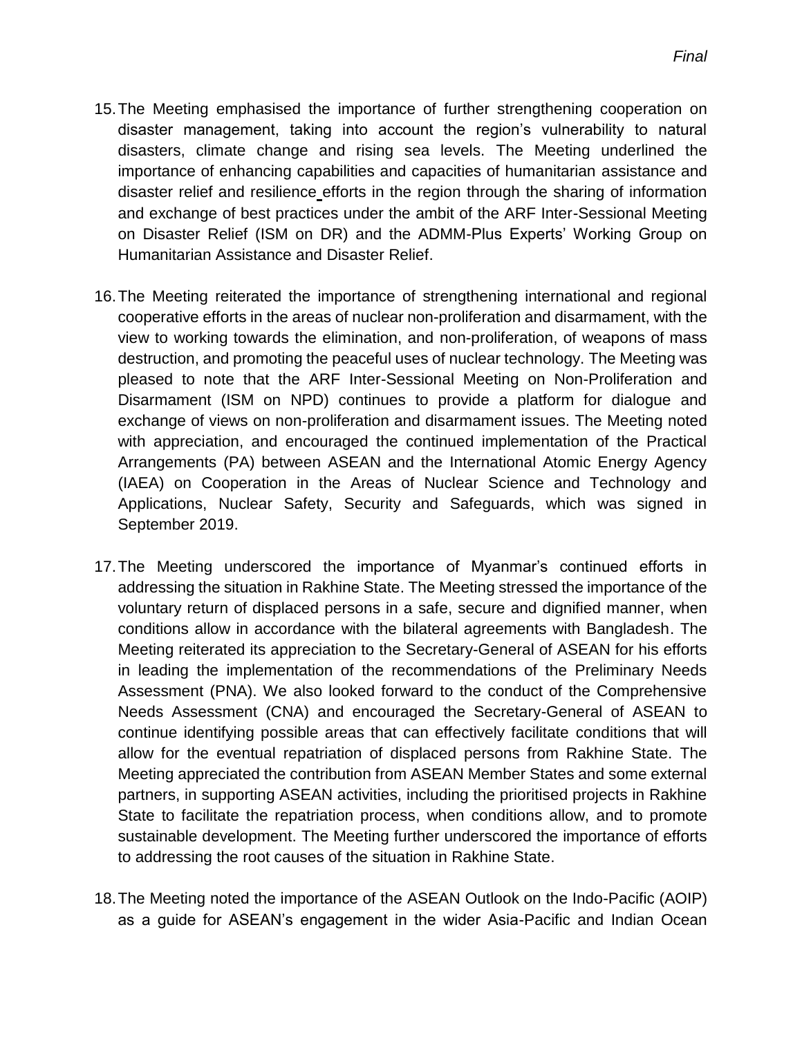15. The Meeting emphasised the importance of further strengthening cooperation on disaster management, taking into account the region's vulnerability to natural disasters, climate change and rising sea levels. The Meeting underlined the importance of enhancing capabilities and capacities of humanitarian assistance and disaster relief and resilience efforts in the region through the sharing of information and exchange of best practices under the ambit of the ARF Inter-Sessional Meeting on Disaster Relief (ISM on DR) and the ADMM-Plus Experts' Working Group on Humanitarian Assistance and Disaster Relief.

16. The Meeting reiterated the importance of strengthening international and regional cooperative efforts in the areas of nuclear non-proliferation and disarmament, with the view to working towards the elimination, and non-proliferation, of weapons of mass destruction, and promoting the peaceful uses of nuclear technology. The Meeting was pleased to note that the ARF Inter-Sessional Meeting on Non-Proliferation and Disarmament (ISM on NPD) continues to provide a platform for dialogue and exchange of views on non-proliferation and disarmament issues. The Meeting noted with appreciation, and encouraged the continued implementation of the Practical Arrangements (PA) between ASEAN and the International Atomic Energy Agency (IAEA) on Cooperation in the Areas of Nuclear Science and Technology and Applications, Nuclear Safety, Security and Safeguards, which was signed in September 2019.

17. The Meeting underscored the importance of Myanmar's continued efforts in addressing the situation in Rakhine State. The Meeting stressed the importance of the voluntary return of displaced persons in a safe, secure and dignified manner, when conditions allow in accordance with the bilateral agreements with Bangladesh. The Meeting reiterated its appreciation to the Secretary-General of ASEAN for his efforts in leading the implementation of the recommendations of the Preliminary Needs Assessment (PNA). We also looked forward to the conduct of the Comprehensive Needs Assessment (CNA) and encouraged the Secretary-General of ASEAN to continue identifying possible areas that can effectively facilitate conditions that will allow for the eventual repatriation of displaced persons from Rakhine State. The Meeting appreciated the contribution from ASEAN Member States and some external partners, in supporting ASEAN activities, including the prioritised projects in Rakhine State to facilitate the repatriation process, when conditions allow, and to promote sustainable development. The Meeting further underscored the importance of efforts to addressing the root causes of the situation in Rakhine State.

18. The Meeting noted the importance of the ASEAN Outlook on the Indo-Pacific (AOIP) as a guide for ASEAN's engagement in the wider Asia-Pacific and Indian Ocean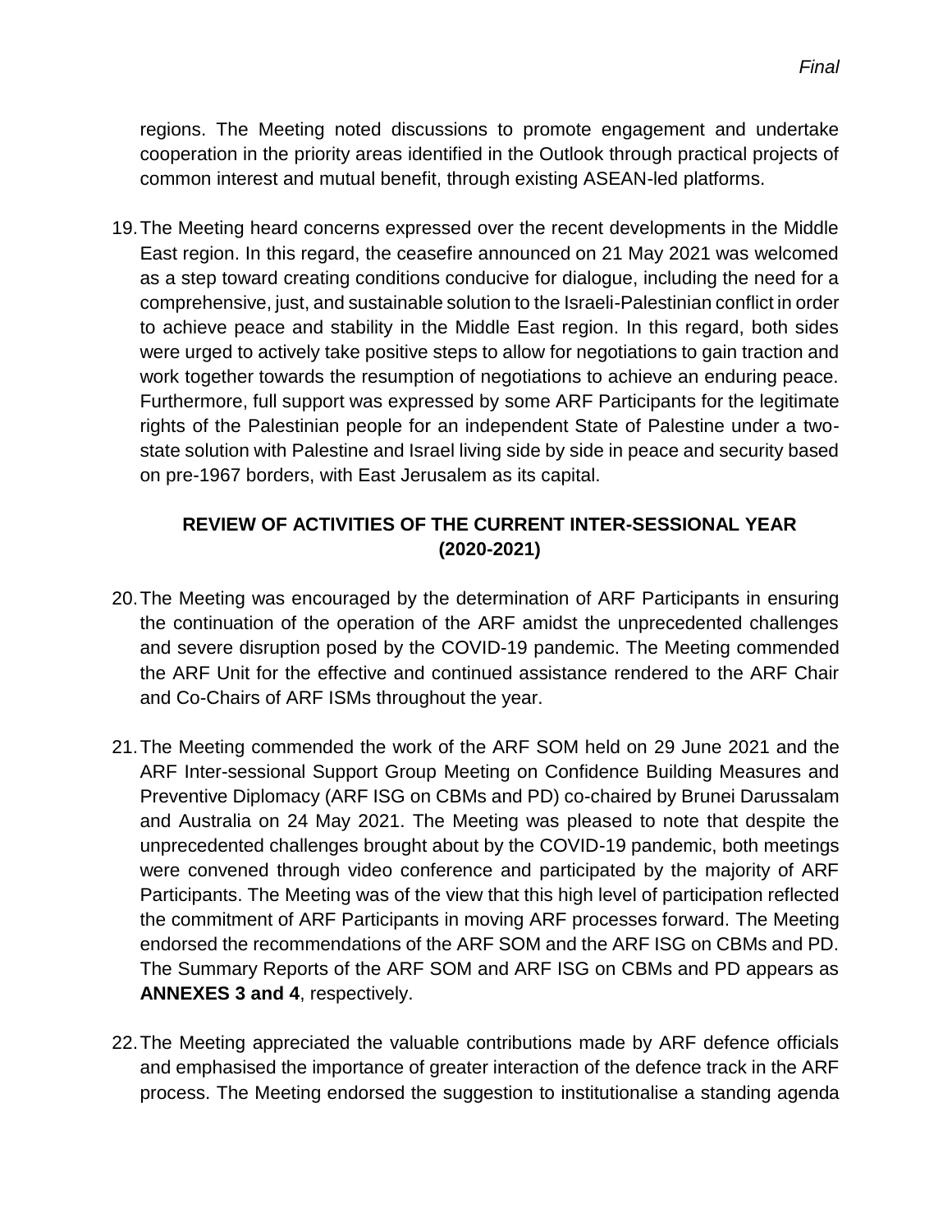regions. The Meeting noted discussions to promote engagement and undertake cooperation in the priority areas identified in the Outlook through practical projects of common interest and mutual benefit, through existing ASEAN-led platforms.

19. The Meeting heard concerns expressed over the recent developments in the Middle East region. In this regard, the ceasefire announced on 21 May 2021 was welcomed as a step toward creating conditions conducive for dialogue, including the need for a comprehensive, just, and sustainable solution to the Israeli-Palestinian conflict in order to achieve peace and stability in the Middle East region. In this regard, both sides were urged to actively take positive steps to allow for negotiations to gain traction and work together towards the resumption of negotiations to achieve an enduring peace. Furthermore, full support was expressed by some ARF Participants for the legitimate rights of the Palestinian people for an independent State of Palestine under a two-state solution with Palestine and Israel living side by side in peace and security based on pre-1967 borders, with East Jerusalem as its capital.

## REVIEW OF ACTIVITIES OF THE CURRENT INTER-SESSIONAL YEAR (2020-2021)

20. The Meeting was encouraged by the determination of ARF Participants in ensuring the continuation of the operation of the ARF amidst the unprecedented challenges and severe disruption posed by the COVID-19 pandemic. The Meeting commended the ARF Unit for the effective and continued assistance rendered to the ARF Chair and Co-Chairs of ARF ISMs throughout the year.

21. The Meeting commended the work of the ARF SOM held on 29 June 2021 and the ARF Inter-sessional Support Group Meeting on Confidence Building Measures and Preventive Diplomacy (ARF ISG on CBMs and PD) co-chaired by Brunei Darussalam and Australia on 24 May 2021. The Meeting was pleased to note that despite the unprecedented challenges brought about by the COVID-19 pandemic, both meetings were convened through video conference and participated by the majority of ARF Participants. The Meeting was of the view that this high level of participation reflected the commitment of ARF Participants in moving ARF processes forward. The Meeting endorsed the recommendations of the ARF SOM and the ARF ISG on CBMs and PD. The Summary Reports of the ARF SOM and ARF ISG on CBMs and PD appears as **ANNEXES 3 and 4**, respectively.

22. The Meeting appreciated the valuable contributions made by ARF defence officials and emphasised the importance of greater interaction of the defence track in the ARF process. The Meeting endorsed the suggestion to institutionalise a standing agenda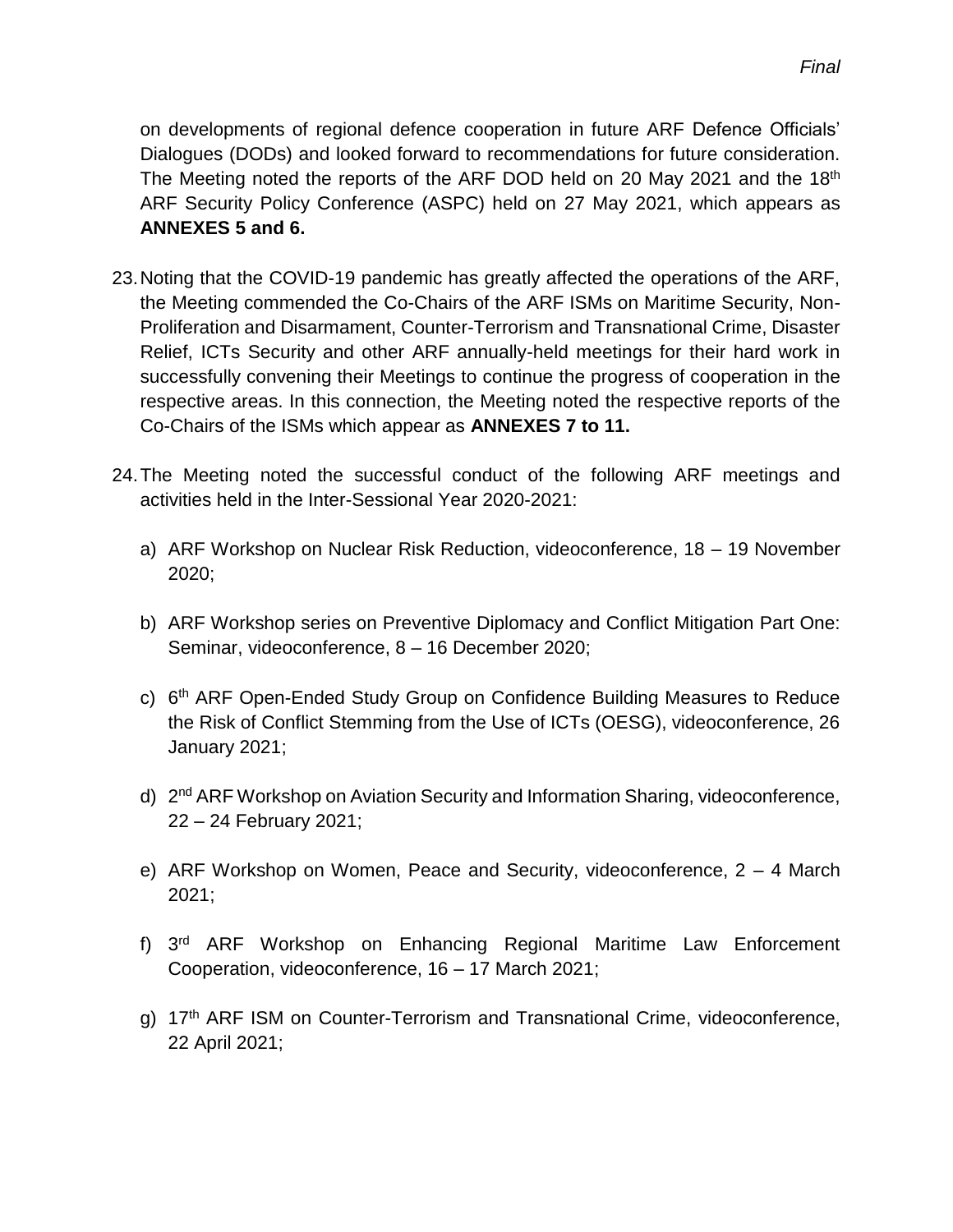on developments of regional defence cooperation in future ARF Defence Officials' Dialogues (DODs) and looked forward to recommendations for future consideration. The Meeting noted the reports of the ARF DOD held on 20 May 2021 and the 18th ARF Security Policy Conference (ASPC) held on 27 May 2021, which appears as **ANNEXES 5 and 6.**

23. Noting that the COVID-19 pandemic has greatly affected the operations of the ARF, the Meeting commended the Co-Chairs of the ARF ISMs on Maritime Security, Non-Proliferation and Disarmament, Counter-Terrorism and Transnational Crime, Disaster Relief, ICTs Security and other ARF annually-held meetings for their hard work in successfully convening their Meetings to continue the progress of cooperation in the respective areas. In this connection, the Meeting noted the respective reports of the Co-Chairs of the ISMs which appear as **ANNEXES 7 to 11.**

24. The Meeting noted the successful conduct of the following ARF meetings and activities held in the Inter-Sessional Year 2020-2021:

    a) ARF Workshop on Nuclear Risk Reduction, videoconference, 18 – 19 November 2020;

    b) ARF Workshop series on Preventive Diplomacy and Conflict Mitigation Part One: Seminar, videoconference, 8 – 16 December 2020;

    c) 6th ARF Open-Ended Study Group on Confidence Building Measures to Reduce the Risk of Conflict Stemming from the Use of ICTs (OESG), videoconference, 26 January 2021;

    d) 2nd ARF Workshop on Aviation Security and Information Sharing, videoconference, 22 – 24 February 2021;

    e) ARF Workshop on Women, Peace and Security, videoconference, 2 – 4 March 2021;

    f) 3rd ARF Workshop on Enhancing Regional Maritime Law Enforcement Cooperation, videoconference, 16 – 17 March 2021;

    g) 17th ARF ISM on Counter-Terrorism and Transnational Crime, videoconference, 22 April 2021;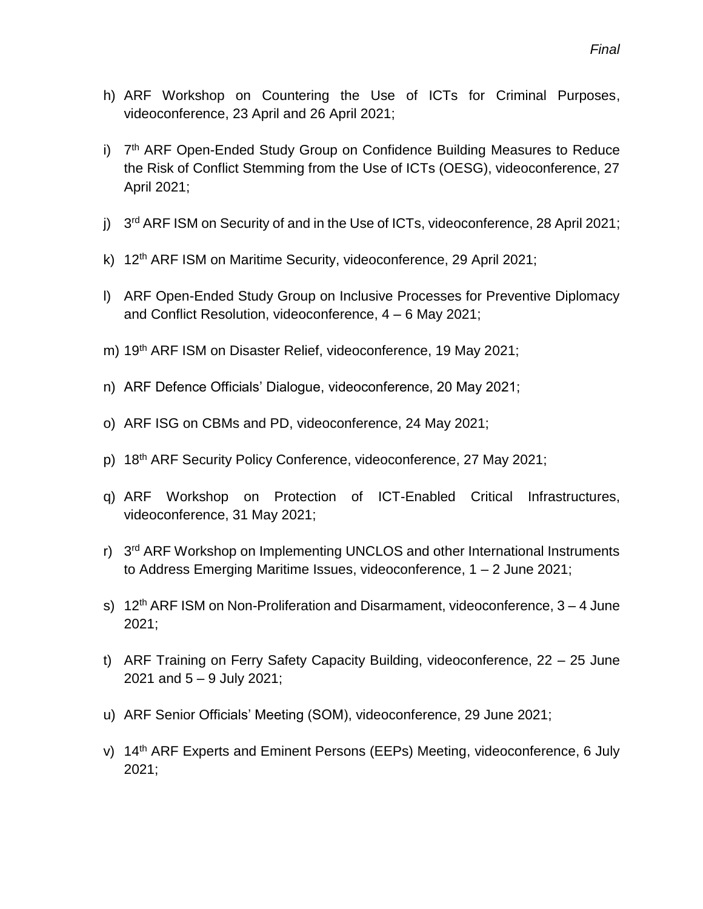h) ARF Workshop on Countering the Use of ICTs for Criminal Purposes, videoconference, 23 April and 26 April 2021;

i) 7th ARF Open-Ended Study Group on Confidence Building Measures to Reduce the Risk of Conflict Stemming from the Use of ICTs (OESG), videoconference, 27 April 2021;

j) 3rd ARF ISM on Security of and in the Use of ICTs, videoconference, 28 April 2021;

k) 12th ARF ISM on Maritime Security, videoconference, 29 April 2021;

l) ARF Open-Ended Study Group on Inclusive Processes for Preventive Diplomacy and Conflict Resolution, videoconference, 4 – 6 May 2021;

m) 19th ARF ISM on Disaster Relief, videoconference, 19 May 2021;

n) ARF Defence Officials' Dialogue, videoconference, 20 May 2021;

o) ARF ISG on CBMs and PD, videoconference, 24 May 2021;

p) 18th ARF Security Policy Conference, videoconference, 27 May 2021;

q) ARF Workshop on Protection of ICT-Enabled Critical Infrastructures, videoconference, 31 May 2021;

r) 3rd ARF Workshop on Implementing UNCLOS and other International Instruments to Address Emerging Maritime Issues, videoconference, 1 – 2 June 2021;

s) 12th ARF ISM on Non-Proliferation and Disarmament, videoconference, 3 – 4 June 2021;

t) ARF Training on Ferry Safety Capacity Building, videoconference, 22 – 25 June 2021 and 5 – 9 July 2021;

u) ARF Senior Officials' Meeting (SOM), videoconference, 29 June 2021;

v) 14th ARF Experts and Eminent Persons (EEPs) Meeting, videoconference, 6 July 2021;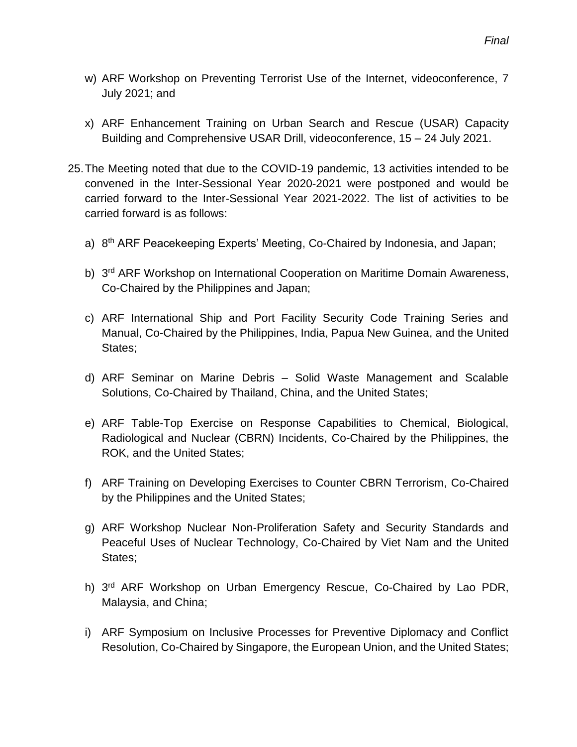w) ARF Workshop on Preventing Terrorist Use of the Internet, videoconference, 7 July 2021; and

x) ARF Enhancement Training on Urban Search and Rescue (USAR) Capacity Building and Comprehensive USAR Drill, videoconference, 15 – 24 July 2021.

25. The Meeting noted that due to the COVID-19 pandemic, 13 activities intended to be convened in the Inter-Sessional Year 2020-2021 were postponed and would be carried forward to the Inter-Sessional Year 2021-2022. The list of activities to be carried forward is as follows:

   a) 8th ARF Peacekeeping Experts' Meeting, Co-Chaired by Indonesia, and Japan;

   b) 3rd ARF Workshop on International Cooperation on Maritime Domain Awareness, Co-Chaired by the Philippines and Japan;

   c) ARF International Ship and Port Facility Security Code Training Series and Manual, Co-Chaired by the Philippines, India, Papua New Guinea, and the United States;

   d) ARF Seminar on Marine Debris – Solid Waste Management and Scalable Solutions, Co-Chaired by Thailand, China, and the United States;

   e) ARF Table-Top Exercise on Response Capabilities to Chemical, Biological, Radiological and Nuclear (CBRN) Incidents, Co-Chaired by the Philippines, the ROK, and the United States;

   f) ARF Training on Developing Exercises to Counter CBRN Terrorism, Co-Chaired by the Philippines and the United States;

   g) ARF Workshop Nuclear Non-Proliferation Safety and Security Standards and Peaceful Uses of Nuclear Technology, Co-Chaired by Viet Nam and the United States;

   h) 3rd ARF Workshop on Urban Emergency Rescue, Co-Chaired by Lao PDR, Malaysia, and China;

   i) ARF Symposium on Inclusive Processes for Preventive Diplomacy and Conflict Resolution, Co-Chaired by Singapore, the European Union, and the United States;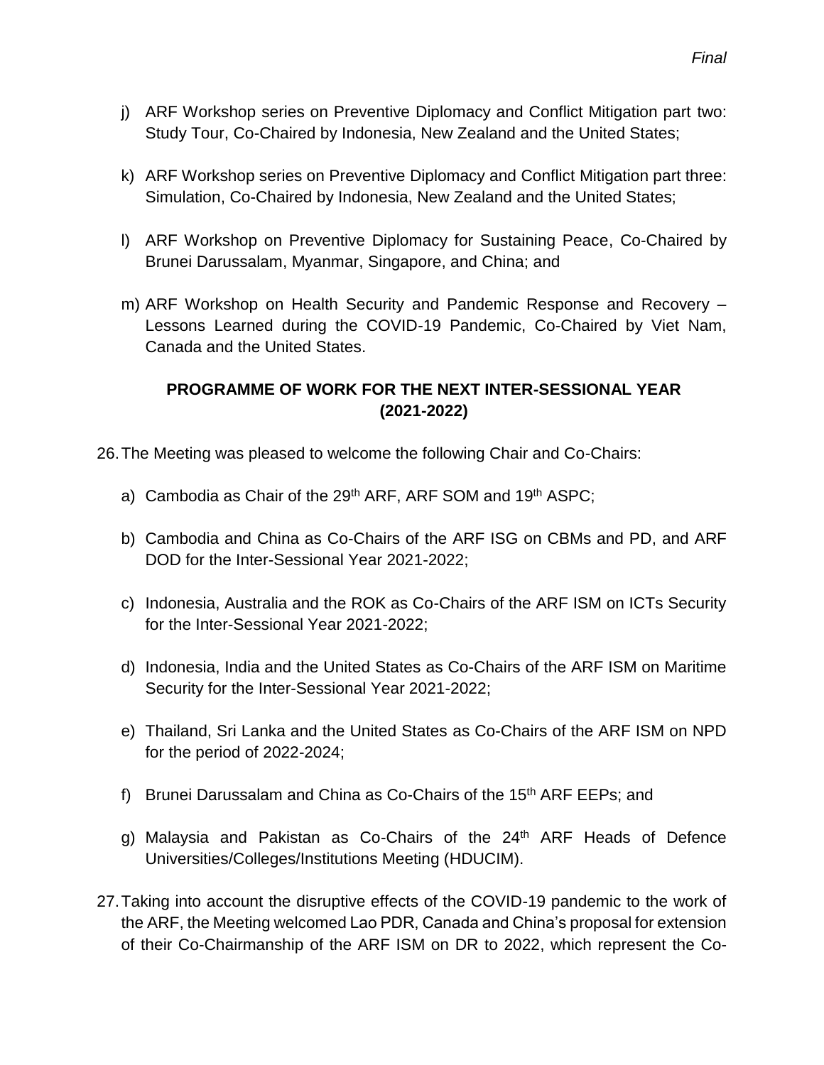j) ARF Workshop series on Preventive Diplomacy and Conflict Mitigation part two: Study Tour, Co-Chaired by Indonesia, New Zealand and the United States;

k) ARF Workshop series on Preventive Diplomacy and Conflict Mitigation part three: Simulation, Co-Chaired by Indonesia, New Zealand and the United States;

l) ARF Workshop on Preventive Diplomacy for Sustaining Peace, Co-Chaired by Brunei Darussalam, Myanmar, Singapore, and China; and

m) ARF Workshop on Health Security and Pandemic Response and Recovery – Lessons Learned during the COVID-19 Pandemic, Co-Chaired by Viet Nam, Canada and the United States.

**PROGRAMME OF WORK FOR THE NEXT INTER-SESSIONAL YEAR (2021-2022)**

26. The Meeting was pleased to welcome the following Chair and Co-Chairs:

a) Cambodia as Chair of the 29th ARF, ARF SOM and 19th ASPC;

b) Cambodia and China as Co-Chairs of the ARF ISG on CBMs and PD, and ARF DOD for the Inter-Sessional Year 2021-2022;

c) Indonesia, Australia and the ROK as Co-Chairs of the ARF ISM on ICTs Security for the Inter-Sessional Year 2021-2022;

d) Indonesia, India and the United States as Co-Chairs of the ARF ISM on Maritime Security for the Inter-Sessional Year 2021-2022;

e) Thailand, Sri Lanka and the United States as Co-Chairs of the ARF ISM on NPD for the period of 2022-2024;

f) Brunei Darussalam and China as Co-Chairs of the 15th ARF EEPs; and

g) Malaysia and Pakistan as Co-Chairs of the 24th ARF Heads of Defence Universities/Colleges/Institutions Meeting (HDUCIM).

27. Taking into account the disruptive effects of the COVID-19 pandemic to the work of the ARF, the Meeting welcomed Lao PDR, Canada and China's proposal for extension of their Co-Chairmanship of the ARF ISM on DR to 2022, which represent the Co-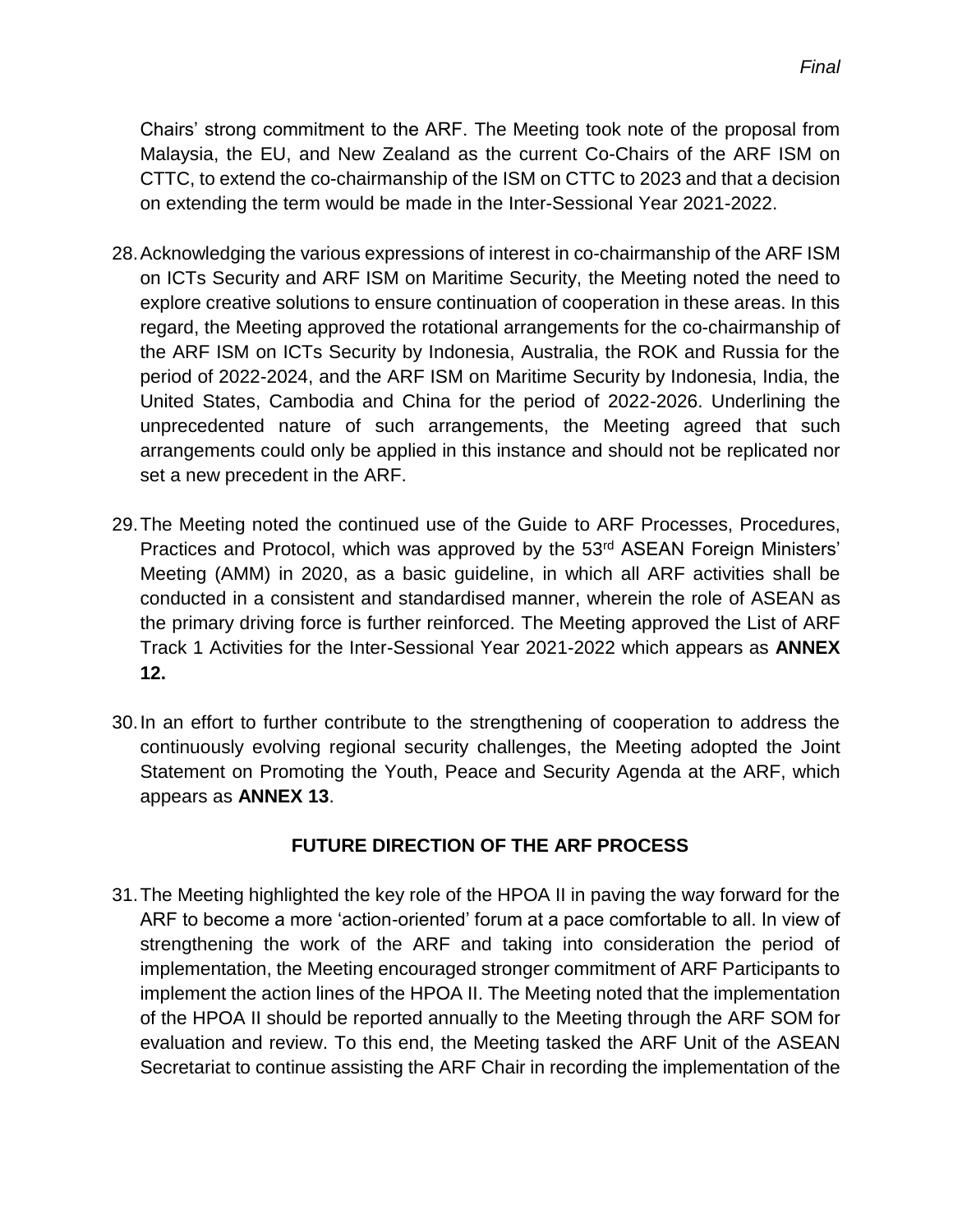Chairs' strong commitment to the ARF. The Meeting took note of the proposal from Malaysia, the EU, and New Zealand as the current Co-Chairs of the ARF ISM on CTTC, to extend the co-chairmanship of the ISM on CTTC to 2023 and that a decision on extending the term would be made in the Inter-Sessional Year 2021-2022.

28. Acknowledging the various expressions of interest in co-chairmanship of the ARF ISM on ICTs Security and ARF ISM on Maritime Security, the Meeting noted the need to explore creative solutions to ensure continuation of cooperation in these areas. In this regard, the Meeting approved the rotational arrangements for the co-chairmanship of the ARF ISM on ICTs Security by Indonesia, Australia, the ROK and Russia for the period of 2022-2024, and the ARF ISM on Maritime Security by Indonesia, India, the United States, Cambodia and China for the period of 2022-2026. Underlining the unprecedented nature of such arrangements, the Meeting agreed that such arrangements could only be applied in this instance and should not be replicated nor set a new precedent in the ARF.

29. The Meeting noted the continued use of the Guide to ARF Processes, Procedures, Practices and Protocol, which was approved by the 53rd ASEAN Foreign Ministers' Meeting (AMM) in 2020, as a basic guideline, in which all ARF activities shall be conducted in a consistent and standardised manner, wherein the role of ASEAN as the primary driving force is further reinforced. The Meeting approved the List of ARF Track 1 Activities for the Inter-Sessional Year 2021-2022 which appears as **ANNEX 12.**

30. In an effort to further contribute to the strengthening of cooperation to address the continuously evolving regional security challenges, the Meeting adopted the Joint Statement on Promoting the Youth, Peace and Security Agenda at the ARF, which appears as **ANNEX 13**.

## FUTURE DIRECTION OF THE ARF PROCESS

31. The Meeting highlighted the key role of the HPOA II in paving the way forward for the ARF to become a more 'action-oriented' forum at a pace comfortable to all. In view of strengthening the work of the ARF and taking into consideration the period of implementation, the Meeting encouraged stronger commitment of ARF Participants to implement the action lines of the HPOA II. The Meeting noted that the implementation of the HPOA II should be reported annually to the Meeting through the ARF SOM for evaluation and review. To this end, the Meeting tasked the ARF Unit of the ASEAN Secretariat to continue assisting the ARF Chair in recording the implementation of the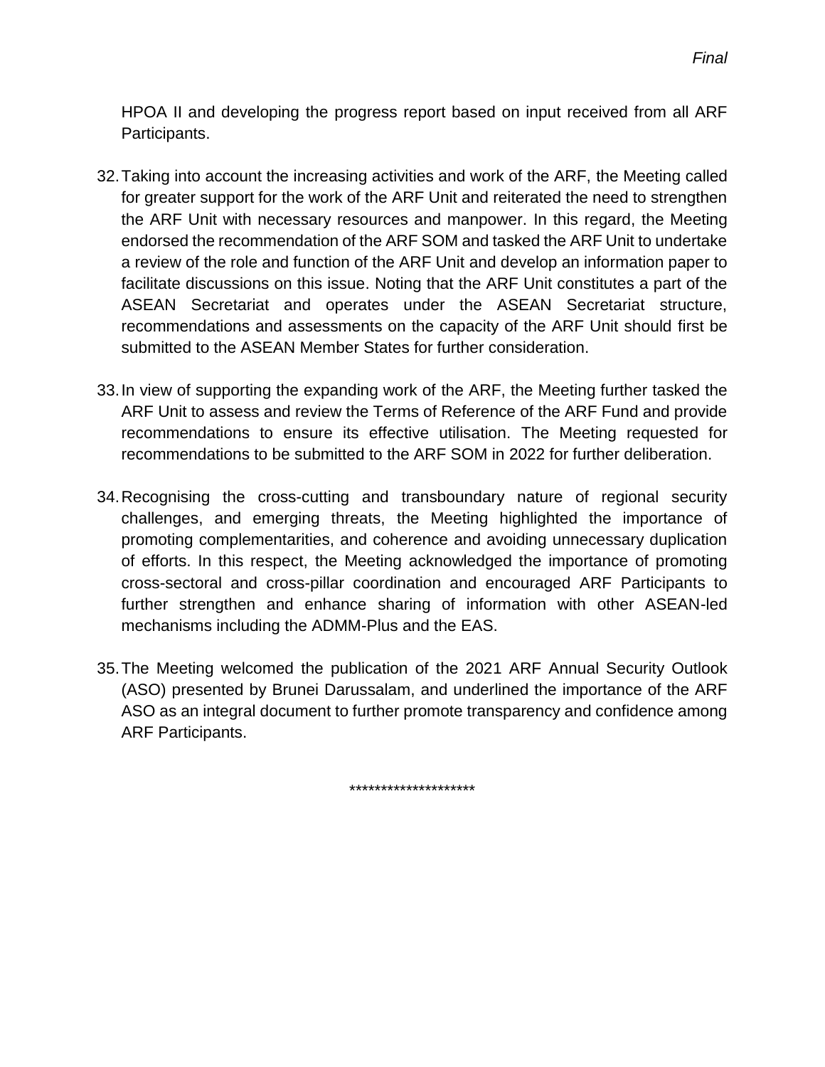HPOA II and developing the progress report based on input received from all ARF Participants.

32. Taking into account the increasing activities and work of the ARF, the Meeting called for greater support for the work of the ARF Unit and reiterated the need to strengthen the ARF Unit with necessary resources and manpower. In this regard, the Meeting endorsed the recommendation of the ARF SOM and tasked the ARF Unit to undertake a review of the role and function of the ARF Unit and develop an information paper to facilitate discussions on this issue. Noting that the ARF Unit constitutes a part of the ASEAN Secretariat and operates under the ASEAN Secretariat structure, recommendations and assessments on the capacity of the ARF Unit should first be submitted to the ASEAN Member States for further consideration.

33. In view of supporting the expanding work of the ARF, the Meeting further tasked the ARF Unit to assess and review the Terms of Reference of the ARF Fund and provide recommendations to ensure its effective utilisation. The Meeting requested for recommendations to be submitted to the ARF SOM in 2022 for further deliberation.

34. Recognising the cross-cutting and transboundary nature of regional security challenges, and emerging threats, the Meeting highlighted the importance of promoting complementarities, and coherence and avoiding unnecessary duplication of efforts. In this respect, the Meeting acknowledged the importance of promoting cross-sectoral and cross-pillar coordination and encouraged ARF Participants to further strengthen and enhance sharing of information with other ASEAN-led mechanisms including the ADMM-Plus and the EAS.

35. The Meeting welcomed the publication of the 2021 ARF Annual Security Outlook (ASO) presented by Brunei Darussalam, and underlined the importance of the ARF ASO as an integral document to further promote transparency and confidence among ARF Participants.

********************